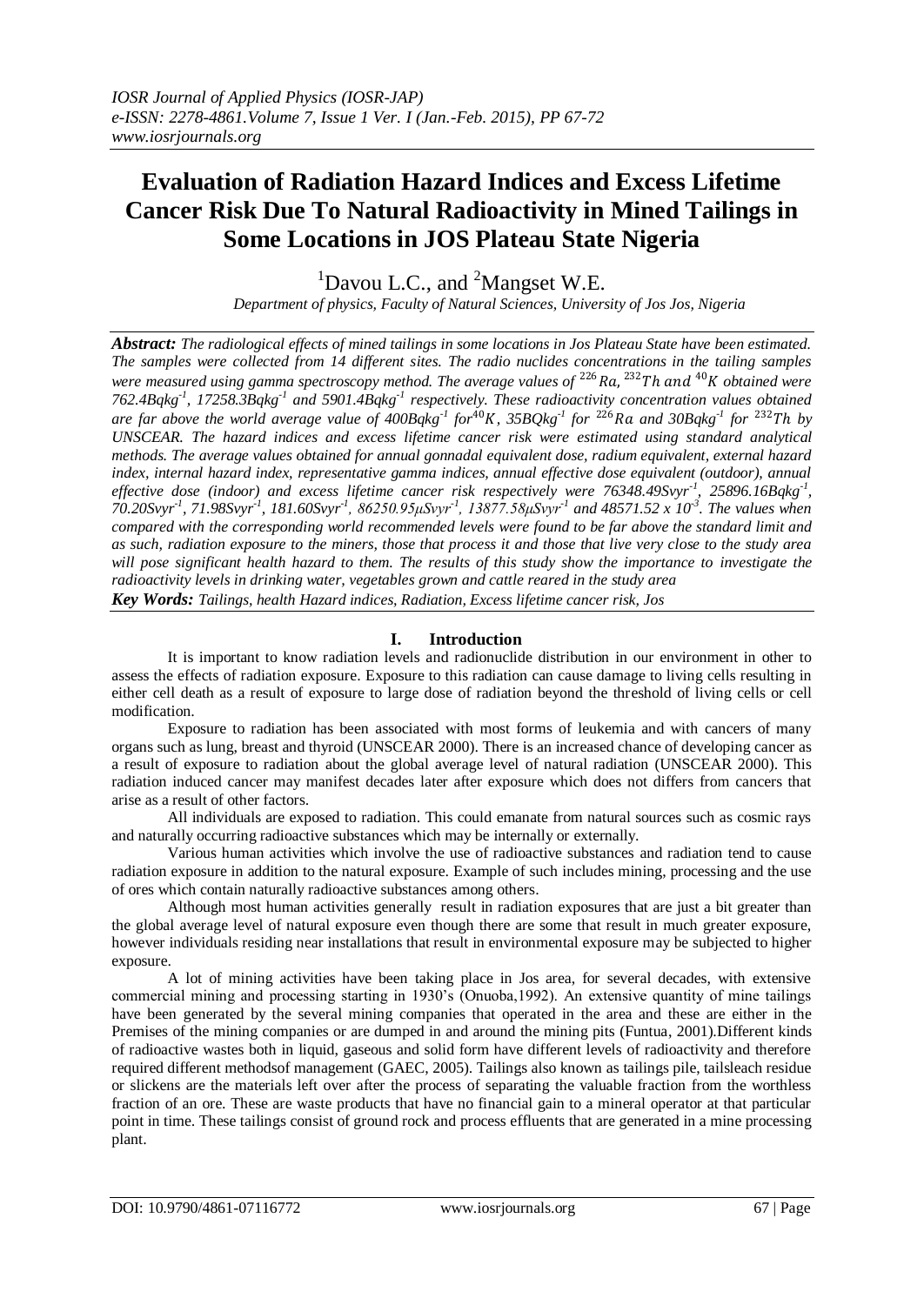# Evaluation of Radiation Hazard Indices and Excess Lifetime Cancer Risk Due To Natural Radioactivity in Mined Tailings in Some Locations in JOS Plateau State Nigeria

[1]Davou L.C., and [2]Mangset W.E.

*Department of physics, Faculty of Natural Sciences, University of Jos Jos, Nigeria*

***Abstract:*** *The radiological effects of mined tailings in some locations in Jos Plateau State have been estimated. The samples were collected from 14 different sites. The radio nuclides concentrations in the tailing samples were measured using gamma spectroscopy method. The average values of $^{226}Ra$, $^{232}Th$ and $^{40}K$ obtained were 762.4Bqkg$^{-1}$, 17258.3Bqkg$^{-1}$ and 5901.4Bqkg$^{-1}$ respectively. These radioactivity concentration values obtained are far above the world average value of 400Bqkg$^{-1}$ for $^{40}K$, 35BQkg$^{-1}$ for $^{226}Ra$ and 30Bqkg$^{-1}$ for $^{232}Th$ by UNSCEAR. The hazard indices and excess lifetime cancer risk were estimated using standard analytical methods. The average values obtained for annual gonnadal equivalent dose, radium equivalent, external hazard index, internal hazard index, representative gamma indices, annual effective dose equivalent (outdoor), annual effective dose (indoor) and excess lifetime cancer risk respectively were 76348.49Svyr$^{-1}$, 25896.16Bqkg$^{-1}$, 70.20Svyr$^{-1}$, 71.98Svyr$^{-1}$, 181.60Svyr$^{-1}$, 86250.95μSvyr$^{-1}$, 13877.58μSvyr$^{-1}$ and 48571.52 x 10$^{-3}$. The values when compared with the corresponding world recommended levels were found to be far above the standard limit and as such, radiation exposure to the miners, those that process it and those that live very close to the study area will pose significant health hazard to them. The results of this study show the importance to investigate the radioactivity levels in drinking water, vegetables grown and cattle reared in the study area*

***Key Words:*** *Tailings, health Hazard indices, Radiation, Excess lifetime cancer risk, Jos*

## I. Introduction

It is important to know radiation levels and radionuclide distribution in our environment in other to assess the effects of radiation exposure. Exposure to this radiation can cause damage to living cells resulting in either cell death as a result of exposure to large dose of radiation beyond the threshold of living cells or cell modification.

Exposure to radiation has been associated with most forms of leukemia and with cancers of many organs such as lung, breast and thyroid (UNSCEAR 2000). There is an increased chance of developing cancer as a result of exposure to radiation about the global average level of natural radiation (UNSCEAR 2000). This radiation induced cancer may manifest decades later after exposure which does not differs from cancers that arise as a result of other factors.

All individuals are exposed to radiation. This could emanate from natural sources such as cosmic rays and naturally occurring radioactive substances which may be internally or externally.

Various human activities which involve the use of radioactive substances and radiation tend to cause radiation exposure in addition to the natural exposure. Example of such includes mining, processing and the use of ores which contain naturally radioactive substances among others.

Although most human activities generally result in radiation exposures that are just a bit greater than the global average level of natural exposure even though there are some that result in much greater exposure, however individuals residing near installations that result in environmental exposure may be subjected to higher exposure.

A lot of mining activities have been taking place in Jos area, for several decades, with extensive commercial mining and processing starting in 1930's (Onuoba,1992). An extensive quantity of mine tailings have been generated by the several mining companies that operated in the area and these are either in the Premises of the mining companies or are dumped in and around the mining pits (Funtua, 2001).Different kinds of radioactive wastes both in liquid, gaseous and solid form have different levels of radioactivity and therefore required different methodsof management (GAEC, 2005). Tailings also known as tailings pile, tailsleach residue or slickens are the materials left over after the process of separating the valuable fraction from the worthless fraction of an ore. These are waste products that have no financial gain to a mineral operator at that particular point in time. These tailings consist of ground rock and process effluents that are generated in a mine processing plant.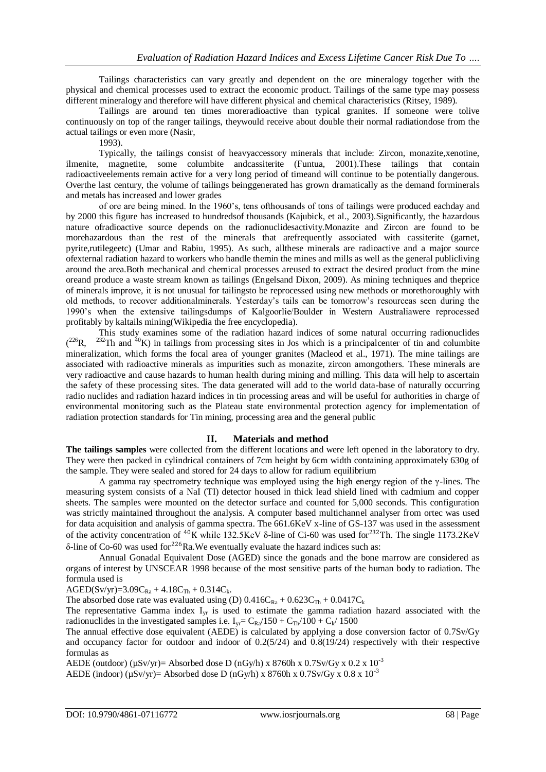Tailings characteristics can vary greatly and dependent on the ore mineralogy together with the physical and chemical processes used to extract the economic product. Tailings of the same type may possess different mineralogy and therefore will have different physical and chemical characteristics (Ritsey, 1989).

Tailings are around ten times moreradioactive than typical granites. If someone were tolive continuously on top of the ranger tailings, theywould receive about double their normal radiationdose from the actual tailings or even more (Nasir,

1993).

Typically, the tailings consist of heavyaccessory minerals that include: Zircon, monazite,xenotine, ilmenite, magnetite, some columbite andcassiterite (Funtua, 2001).These tailings that contain radioactiveelements remain active for a very long period of timeand will continue to be potentially dangerous. Overthe last century, the volume of tailings beinggenerated has grown dramatically as the demand forminerals and metals has increased and lower grades

of ore are being mined. In the 1960's, tens ofthousands of tons of tailings were produced eachday and by 2000 this figure has increased to hundredsof thousands (Kajubick, et al., 2003).Significantly, the hazardous nature ofradioactive source depends on the radionuclidesactivity.Monazite and Zircon are found to be morehazardous than the rest of the minerals that arefrequently associated with cassiterite (garnet, pyrite,rutilegeetc) (Umar and Rabiu, 1995). As such, allthese minerals are radioactive and a major source ofexternal radiation hazard to workers who handle themin the mines and mills as well as the general publicliving around the area.Both mechanical and chemical processes areused to extract the desired product from the mine oreand produce a waste stream known as tailings (Engelsand Dixon, 2009). As mining techniques and theprice of minerals improve, it is not unusual for tailingsto be reprocessed using new methods or morethoroughly with old methods, to recover additionalminerals. Yesterday's tails can be tomorrow's resourceas seen during the 1990's when the extensive tailingsdumps of Kalgoorlie/Boulder in Western Australiawere reprocessed profitably by kaltails mining(Wikipedia the free encyclopedia).

This study examines some of the radiation hazard indices of some natural occurring radionuclides ($^{226}$R, $^{232}$Th and $^{40}$K) in tailings from processing sites in Jos which is a principalcenter of tin and columbite mineralization, which forms the focal area of younger granites (Macleod et al., 1971). The mine tailings are associated with radioactive minerals as impurities such as monazite, zircon amongothers. These minerals are very radioactive and cause hazards to human health during mining and milling. This data will help to ascertain the safety of these processing sites. The data generated will add to the world data-base of naturally occurring radio nuclides and radiation hazard indices in tin processing areas and will be useful for authorities in charge of environmental monitoring such as the Plateau state environmental protection agency for implementation of radiation protection standards for Tin mining, processing area and the general public

## II. Materials and method

**The tailings samples** were collected from the different locations and were left opened in the laboratory to dry. They were then packed in cylindrical containers of 7cm height by 6cm width containing approximately 630g of the sample. They were sealed and stored for 24 days to allow for radium equilibrium

A gamma ray spectrometry technique was employed using the high energy region of the γ-lines. The measuring system consists of a NaI (TI) detector housed in thick lead shield lined with cadmium and copper sheets. The samples were mounted on the detector surface and counted for 5,000 seconds. This configuration was strictly maintained throughout the analysis. A computer based multichannel analyser from ortec was used for data acquisition and analysis of gamma spectra. The 661.6KeV x-line of GS-137 was used in the assessment of the activity concentration of $^{40}$K while 132.5KeV δ-line of Ci-60 was used for $^{232}$Th. The single 1173.2KeV δ-line of Co-60 was used for $^{226}$Ra.We eventually evaluate the hazard indices such as:

Annual Gonadal Equivalent Dose (AGED) since the gonads and the bone marrow are considered as organs of interest by UNSCEAR 1998 because of the most sensitive parts of the human body to radiation. The formula used is

$AGED(Sv/yr)=3.09C_{Ra} + 4.18C_{Th} + 0.314C_{k}$.

The absorbed dose rate was evaluated using (D) $0.416C_{Ra} + 0.623C_{Th} + 0.0417C_{k}$

The representative Gamma index $I_{yr}$ is used to estimate the gamma radiation hazard associated with the radionuclides in the investigated samples i.e. $I_{yr}= C_{Ra}/150 + C_{Th}/100 + C_{k}/ 1500$

The annual effective dose equivalent (AEDE) is calculated by applying a dose conversion factor of 0.7Sv/Gy and occupancy factor for outdoor and indoor of 0.2(5/24) and 0.8(19/24) respectively with their respective formulas as

AEDE (outdoor) (μSv/yr)= Absorbed dose D (nGy/h) x 8760h x 0.7Sv/Gy x 0.2 x $10^{-3}$

AEDE (indoor) (μSv/yr)= Absorbed dose D (nGy/h) x 8760h x 0.7Sv/Gy x 0.8 x $10^{-3}$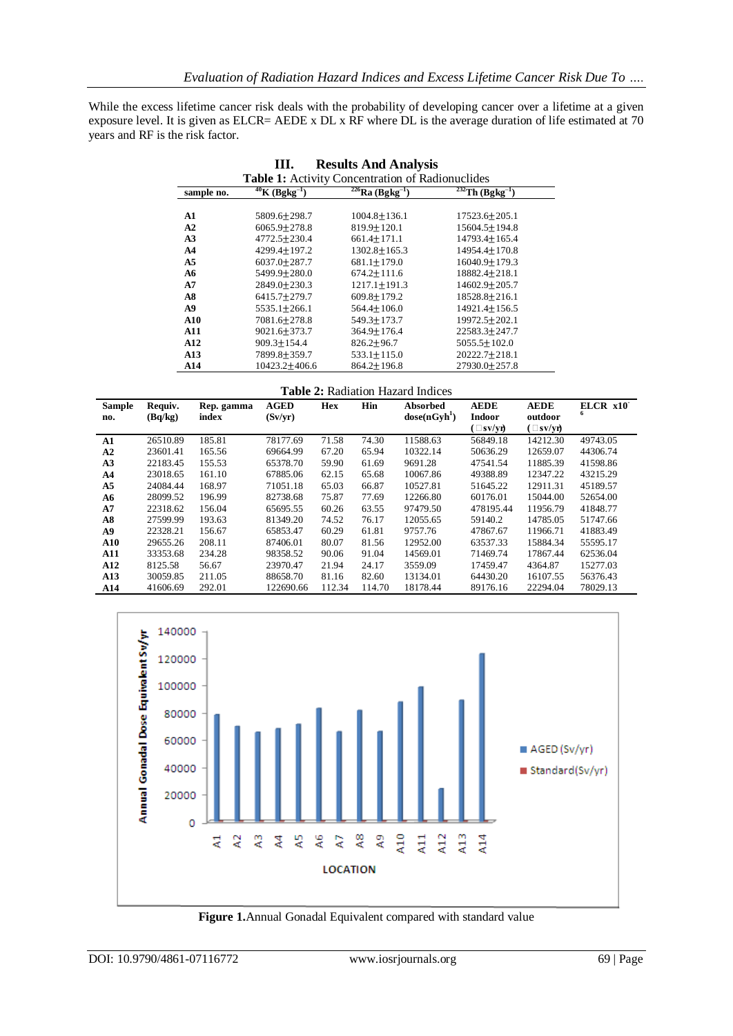While the excess lifetime cancer risk deals with the probability of developing cancer over a lifetime at a given exposure level. It is given as ELCR= AEDE x DL x RF where DL is the average duration of life estimated at 70 years and RF is the risk factor.

## III. Results And Analysis

**Table 1:** Activity Concentration of Radionuclides

| sample no. | $^{40}$K (Bgkg$^{-1}$) | $^{226}$Ra (Bgkg$^{-1}$) | $^{232}$Th (Bgkg$^{-1}$) |
|---|---|---|---|
| **A1** | 5809.6±298.7 | 1004.8±136.1 | 17523.6±205.1 |
| **A2** | 6065.9±278.8 | 819.9±120.1 | 15604.5±194.8 |
| **A3** | 4772.5±230.4 | 661.4±171.1 | 14793.4±165.4 |
| **A4** | 4299.4±197.2 | 1302.8±165.3 | 14954.4±170.8 |
| **A5** | 6037.0±287.7 | 681.1±179.0 | 16040.9±179.3 |
| **A6** | 5499.9±280.0 | 674.2±111.6 | 18882.4±218.1 |
| **A7** | 2849.0±230.3 | 1217.1±191.3 | 14602.9±205.7 |
| **A8** | 6415.7±279.7 | 609.8±179.2 | 18528.8±216.1 |
| **A9** | 5535.1±266.1 | 564.4±106.0 | 14921.4±156.5 |
| **A10** | 7081.6±278.8 | 549.3±173.7 | 19972.5±202.1 |
| **A11** | 9021.6±373.7 | 364.9±176.4 | 22583.3±247.7 |
| **A12** | 909.3±154.4 | 826.2±96.7 | 5055.5±102.0 |
| **A13** | 7899.8±359.7 | 533.1±115.0 | 20222.7±218.1 |
| **A14** | 10423.2±406.6 | 864.2±196.8 | 27930.0±257.8 |

**Table 2:** Radiation Hazard Indices

| Sample no. | Requiv. (Bq/kg) | Rep. gamma index | AGED (Sv/yr) | Hex | Hin | Absorbed dose(nGyh$^{1}$) | AEDE Indoor (□sv/yr) | AEDE outdoor (□sv/yr) | ELCR x10$^{-6}$ |
|---|---|---|---|---|---|---|---|---|---|
| **A1** | 26510.89 | 185.81 | 78177.69 | 71.58 | 74.30 | 11588.63 | 56849.18 | 14212.30 | 49743.05 |
| **A2** | 23601.41 | 165.56 | 69664.99 | 67.20 | 65.94 | 10322.14 | 50636.29 | 12659.07 | 44306.74 |
| **A3** | 22183.45 | 155.53 | 65378.70 | 59.90 | 61.69 | 9691.28 | 47541.54 | 11885.39 | 41598.86 |
| **A4** | 23018.65 | 161.10 | 67885.06 | 62.15 | 65.68 | 10067.86 | 49388.89 | 12347.22 | 43215.29 |
| **A5** | 24084.44 | 168.97 | 71051.18 | 65.03 | 66.87 | 10527.81 | 51645.22 | 12911.31 | 45189.57 |
| **A6** | 28099.52 | 196.99 | 82738.68 | 75.87 | 77.69 | 12266.80 | 60176.01 | 15044.00 | 52654.00 |
| **A7** | 22318.62 | 156.04 | 65695.55 | 60.26 | 63.55 | 97479.50 | 478195.44 | 11956.79 | 41848.77 |
| **A8** | 27599.99 | 193.63 | 81349.20 | 74.52 | 76.17 | 12055.65 | 59140.2 | 14785.05 | 51747.66 |
| **A9** | 22328.21 | 156.67 | 65853.47 | 60.29 | 61.81 | 9757.76 | 47867.67 | 11966.71 | 41883.49 |
| **A10** | 29655.26 | 208.11 | 87406.01 | 80.07 | 81.56 | 12952.00 | 63537.33 | 15884.34 | 55595.17 |
| **A11** | 33353.68 | 234.28 | 98358.52 | 90.06 | 91.04 | 14569.01 | 71469.74 | 17867.44 | 62536.04 |
| **A12** | 8125.58 | 56.67 | 23970.47 | 21.94 | 24.17 | 3559.09 | 17459.47 | 4364.87 | 15277.03 |
| **A13** | 30059.85 | 211.05 | 88658.70 | 81.16 | 82.60 | 13134.01 | 64430.20 | 16107.55 | 56376.43 |
| **A14** | 41606.69 | 292.01 | 122690.66 | 112.34 | 114.70 | 18178.44 | 89176.16 | 22294.04 | 78029.13 |

**Figure 1.** Annual Gonadal Equivalent compared with standard value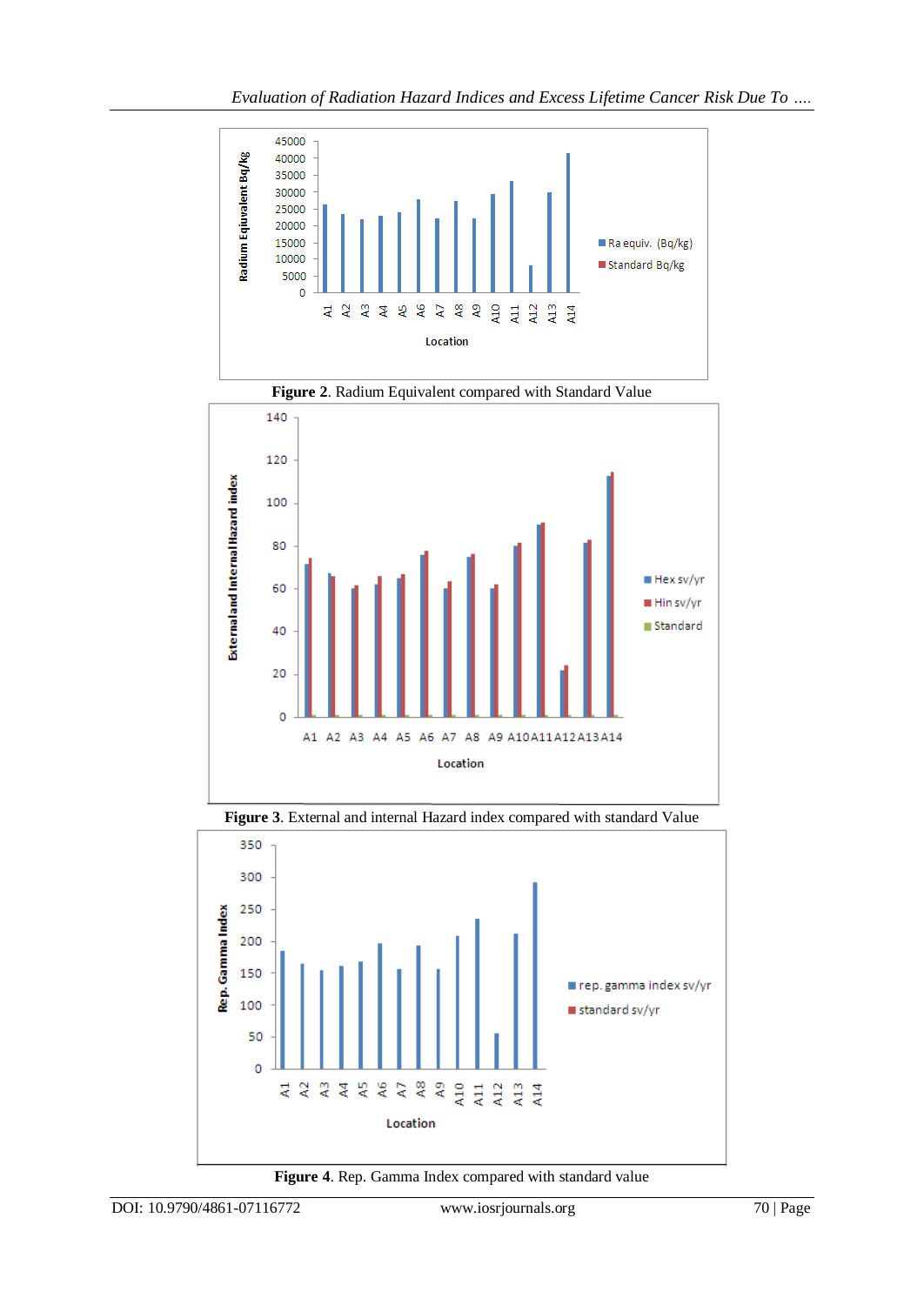Figure 2. Radium Equivalent compared with Standard Value

Figure 3. External and internal Hazard index compared with standard Value

Figure 4. Rep. Gamma Index compared with standard value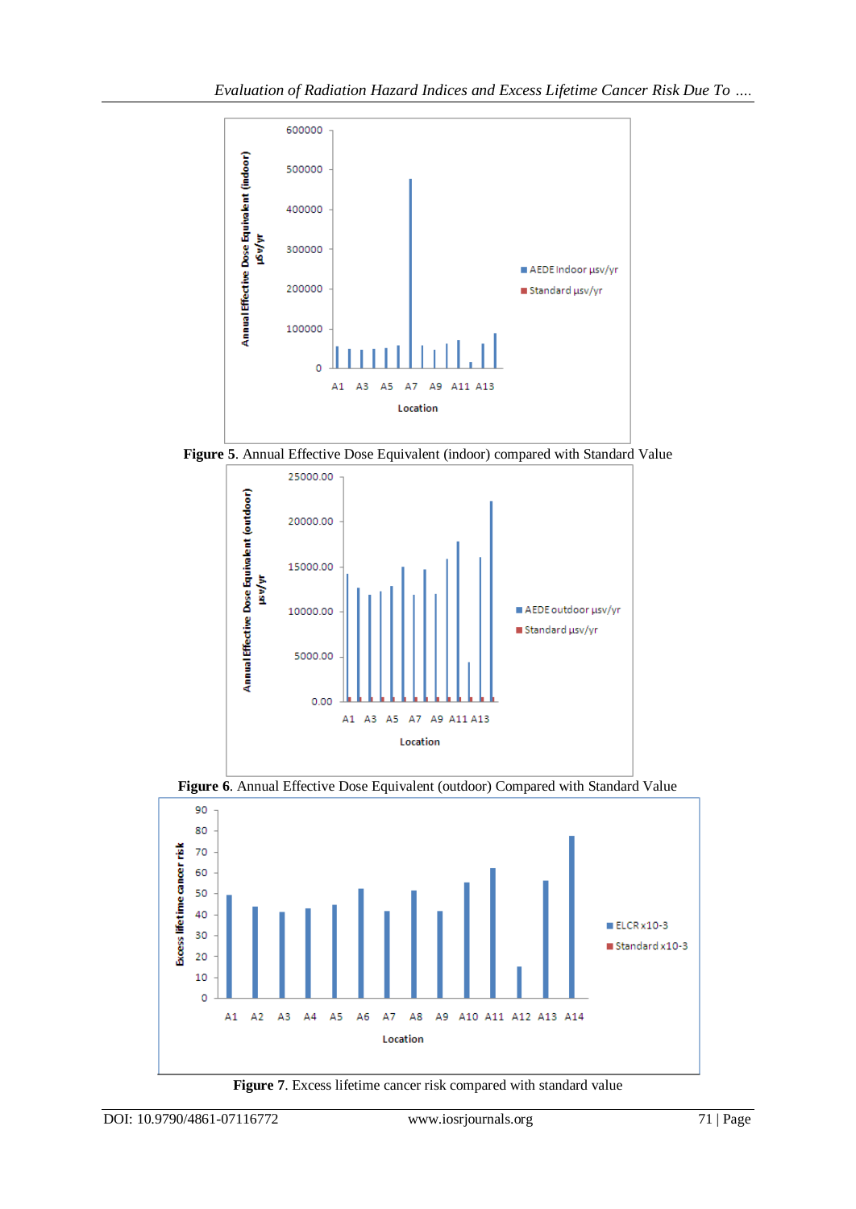**Figure 5**. Annual Effective Dose Equivalent (indoor) compared with Standard Value

**Figure 6**. Annual Effective Dose Equivalent (outdoor) Compared with Standard Value

**Figure 7**. Excess lifetime cancer risk compared with standard value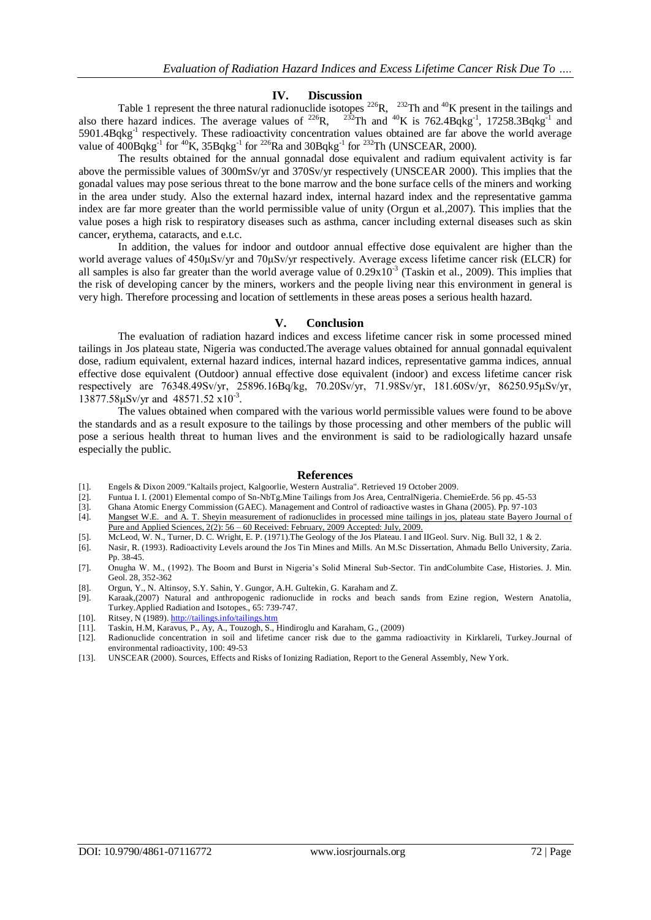## IV. Discussion

Table 1 represent the three natural radionuclide isotopes $^{226}$R, $^{232}$Th and $^{40}$K present in the tailings and also there hazard indices. The average values of $^{226}$R, $^{232}$Th and $^{40}$K is 762.4Bqkg$^{-1}$, 17258.3Bqkg$^{-1}$ and 5901.4Bqkg$^{-1}$ respectively. These radioactivity concentration values obtained are far above the world average value of 400Bqkg$^{-1}$ for $^{40}$K, 35Bqkg$^{-1}$ for $^{226}$Ra and 30Bqkg$^{-1}$ for $^{232}$Th (UNSCEAR, 2000).

The results obtained for the annual gonnadal dose equivalent and radium equivalent activity is far above the permissible values of 300mSv/yr and 370Sv/yr respectively (UNSCEAR 2000). This implies that the gonadal values may pose serious threat to the bone marrow and the bone surface cells of the miners and working in the area under study. Also the external hazard index, internal hazard index and the representative gamma index are far more greater than the world permissible value of unity (Orgun et al.,2007). This implies that the value poses a high risk to respiratory diseases such as asthma, cancer including external diseases such as skin cancer, erythema, cataracts, and e.t.c.

In addition, the values for indoor and outdoor annual effective dose equivalent are higher than the world average values of 450μSv/yr and 70μSv/yr respectively. Average excess lifetime cancer risk (ELCR) for all samples is also far greater than the world average value of $0.29x10^{-3}$ (Taskin et al., 2009). This implies that the risk of developing cancer by the miners, workers and the people living near this environment in general is very high. Therefore processing and location of settlements in these areas poses a serious health hazard.

## V. Conclusion

The evaluation of radiation hazard indices and excess lifetime cancer risk in some processed mined tailings in Jos plateau state, Nigeria was conducted.The average values obtained for annual gonnadal equivalent dose, radium equivalent, external hazard indices, internal hazard indices, representative gamma indices, annual effective dose equivalent (Outdoor) annual effective dose equivalent (indoor) and excess lifetime cancer risk respectively are 76348.49Sv/yr, 25896.16Bq/kg, 70.20Sv/yr, 71.98Sv/yr, 181.60Sv/yr, 86250.95μSv/yr, 13877.58μSv/yr and 48571.52 $x10^{-3}$.

The values obtained when compared with the various world permissible values were found to be above the standards and as a result exposure to the tailings by those processing and other members of the public will pose a serious health threat to human lives and the environment is said to be radiologically hazard unsafe especially the public.

## References

[1]. Engels & Dixon 2009."Kaltails project, Kalgoorlie, Western Australia". Retrieved 19 October 2009.

[2]. Funtua I. I. (2001) Elemental compo of Sn-NbTg.Mine Tailings from Jos Area, CentralNigeria. ChemieErde. 56 pp. 45-53

[3]. Ghana Atomic Energy Commission (GAEC). Management and Control of radioactive wastes in Ghana (2005). Pp. 97-103

[4]. Mangset W.E. and A. T. Sheyin measurement of radionuclides in processed mine tailings in jos, plateau state Bayero Journal of Pure and Applied Sciences, 2(2): 56 – 60 Received: February, 2009 Accepted: July, 2009.

[5]. McLeod, W. N., Turner, D. C. Wright, E. P. (1971).The Geology of the Jos Plateau. I and IIGeol. Surv. Nig. Bull 32, 1 & 2.

[6]. Nasir, R. (1993). Radioactivity Levels around the Jos Tin Mines and Mills. An M.Sc Dissertation, Ahmadu Bello University, Zaria. Pp. 38-45.

[7]. Onugha W. M., (1992). The Boom and Burst in Nigeria's Solid Mineral Sub-Sector. Tin andColumbite Case, Histories. J. Min. Geol. 28, 352-362

[8]. Orgun, Y., N. Altinsoy, S.Y. Sahin, Y. Gungor, A.H. Gultekin, G. Karaham and Z.

[9]. Karaak,(2007) Natural and anthropogenic radionuclide in rocks and beach sands from Ezine region, Western Anatolia, Turkey.Applied Radiation and Isotopes., 65: 739-747.

[10]. Ritsey, N (1989). http://tailings.info/tailings.htm

[11]. Taskin, H.M, Karavus, P., Ay, A., Touzogh, S., Hindiroglu and Karaham, G., (2009)

[12]. Radionuclide concentration in soil and lifetime cancer risk due to the gamma radioactivity in Kirklareli, Turkey.Journal of environmental radioactivity, 100: 49-53

[13]. UNSCEAR (2000). Sources, Effects and Risks of Ionizing Radiation, Report to the General Assembly, New York.